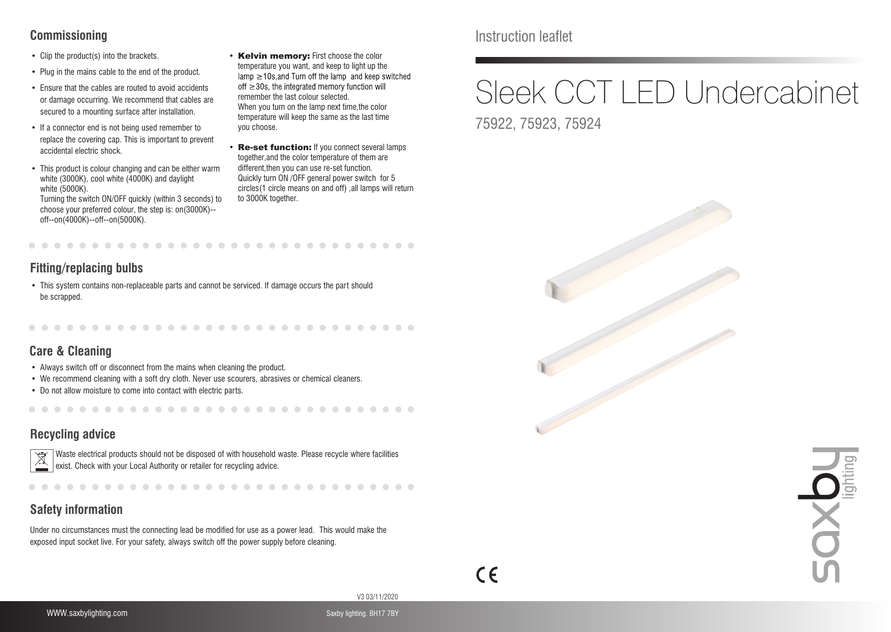# Instruction leaflet

# Sleek CCT LED Undercabinet

75922, 75923, 75924

## Commissioning

- Clip the product(s) into the brackets.
- Plug in the mains cable to the end of the product.
- Ensure that the cables are routed to avoid accidents or damage occurring. We recommend that cables are secured to a mounting surface after installation.
- If a connector end is not being used remember to replace the covering cap. This is important to prevent accidental electric shock.
- This product is colour changing and can be either warm white (3000K), cool white (4000K) and daylight white (5000K).
  Turning the switch ON/OFF quickly (within 3 seconds) to choose your preferred colour, the step is: on(3000K)--off--on(4000K)--off--on(5000K).
- **Kelvin memory:** First choose the color temperature you want, and keep to light up the lamp ≥10s,and Turn off the lamp and keep switched off ≥30s, the integrated memory function will remember the last colour selected.
  When you turn on the lamp next time,the color temperature will keep the same as the last time you choose.
- **Re-set function:** If you connect several lamps together,and the color temperature of them are different,then you can use re-set function.
  Quickly turn ON /OFF general power switch for 5 circles(1 circle means on and off) ,all lamps will return to 3000K together.

## Fitting/replacing bulbs

- This system contains non-replaceable parts and cannot be serviced. If damage occurs the part should be scrapped.

## Care & Cleaning

- Always switch off or disconnect from the mains when cleaning the product.
- We recommend cleaning with a soft dry cloth. Never use scourers, abrasives or chemical cleaners.
- Do not allow moisture to come into contact with electric parts.

## Recycling advice

Waste electrical products should not be disposed of with household waste. Please recycle where facilities exist. Check with your Local Authority or retailer for recycling advice.

## Safety information

Under no circumstances must the connecting lead be modified for use as a power lead. This would make the exposed input socket live. For your safety, always switch off the power supply before cleaning.

saxby lighting

CE

V3 03/11/2020

WWW.saxbylighting.com

Saxby lighting. BH17 7BY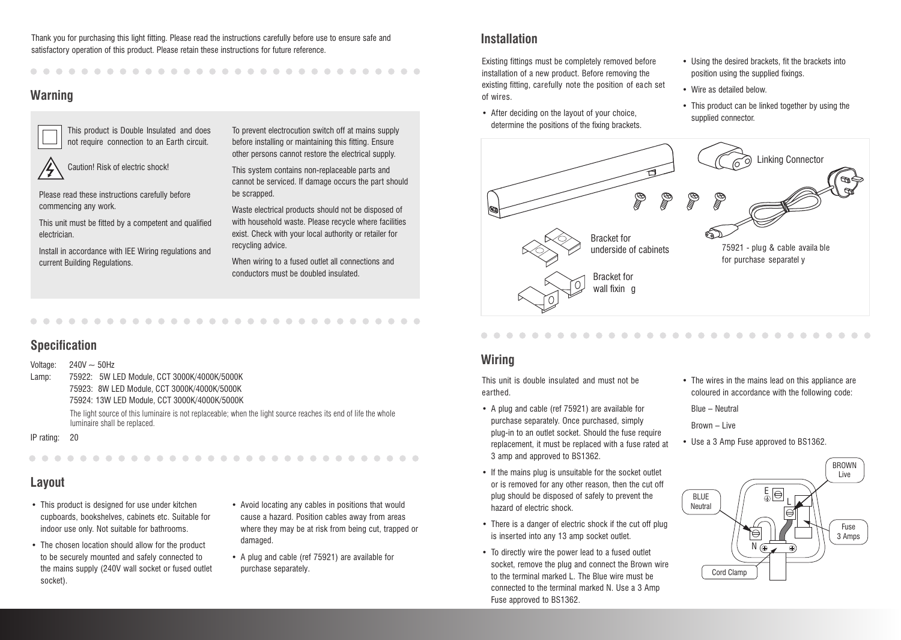Thank you for purchasing this light fitting. Please read the instructions carefully before use to ensure safe and satisfactory operation of this product. Please retain these instructions for future reference.

## Warning

This product is Double Insulated and does not require connection to an Earth circuit.

Caution! Risk of electric shock!

Please read these instructions carefully before commencing any work.

This unit must be fitted by a competent and qualified electrician.

Install in accordance with IEE Wiring regulations and current Building Regulations.

To prevent electrocution switch off at mains supply before installing or maintaining this fitting. Ensure other persons cannot restore the electrical supply.

This system contains non-replaceable parts and cannot be serviced. If damage occurs the part should be scrapped.

Waste electrical products should not be disposed of with household waste. Please recycle where facilities exist. Check with your local authority or retailer for recycling advice.

When wiring to a fused outlet all connections and conductors must be doubled insulated.

## Specification

| | |
|---|---|
| Voltage: | 240V ~ 50Hz |
| Lamp: | 75922: 5W LED Module, CCT 3000K/4000K/5000K |
| | 75923: 8W LED Module, CCT 3000K/4000K/5000K |
| | 75924: 13W LED Module, CCT 3000K/4000K/5000K |
| | The light source of this luminaire is not replaceable; when the light source reaches its end of life the whole luminaire shall be replaced. |
| IP rating: | 20 |

## Layout

- This product is designed for use under kitchen cupboards, bookshelves, cabinets etc. Suitable for indoor use only. Not suitable for bathrooms.
- The chosen location should allow for the product to be securely mounted and safely connected to the mains supply (240V wall socket or fused outlet socket).
- Avoid locating any cables in positions that would cause a hazard. Position cables away from areas where they may be at risk from being cut, trapped or damaged.
- A plug and cable (ref 75921) are available for purchase separately.

## Installation

Existing fittings must be completely removed before installation of a new product. Before removing the existing fitting, carefully note the position of each set of wires.

- After deciding on the layout of your choice, determine the positions of the fixing brackets.
- Using the desired brackets, fit the brackets into position using the supplied fixings.
- Wire as detailed below.
- This product can be linked together by using the supplied connector.

Linking Connector

Bracket for underside of cabinets

Bracket for wall fixing

75921 - plug & cable available for purchase separately

## Wiring

This unit is double insulated and must not be earthed.

- A plug and cable (ref 75921) are available for purchase separately. Once purchased, simply plug-in to an outlet socket. Should the fuse require replacement, it must be replaced with a fuse rated at 3 amp and approved to BS1362.
- If the mains plug is unsuitable for the socket outlet or is removed for any other reason, then the cut off plug should be disposed of safely to prevent the hazard of electric shock.
- There is a danger of electric shock if the cut off plug is inserted into any 13 amp socket outlet.
- To directly wire the power lead to a fused outlet socket, remove the plug and connect the Brown wire to the terminal marked L. The Blue wire must be connected to the terminal marked N. Use a 3 Amp Fuse approved to BS1362.
- The wires in the mains lead on this appliance are coloured in accordance with the following code:

  Blue – Neutral

  Brown – Live
- Use a 3 Amp Fuse approved to BS1362.

BROWN Live

BLUE Neutral

Fuse 3 Amps

Cord Clamp

E

L

N